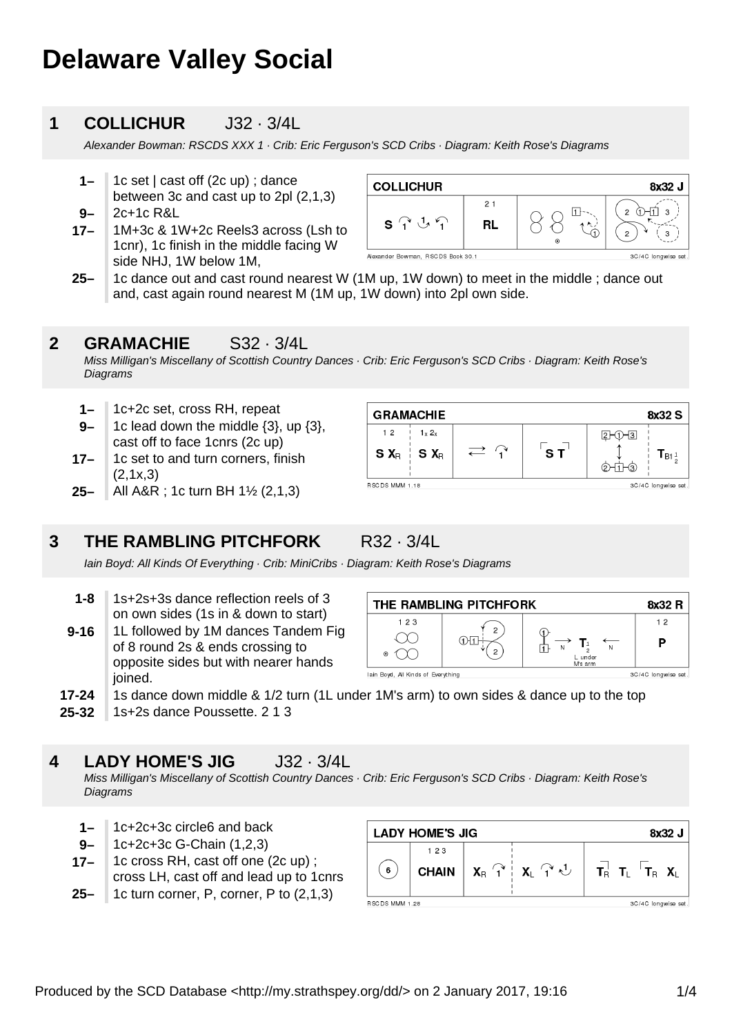# Delaware Valley Social

## 1 COLLICHUR J32 · 3/4L

*Alexander Bowman: RSCDS XXX 1 · Crib: Eric Ferguson's SCD Cribs · Diagram: Keith Rose's Diagrams*

- **1–** 1c set | cast off (2c up) ; dance between 3c and cast up to 2pl (2,1,3)
- **9–** 2c+1c R&L
- **17–** 1M+3c & 1W+2c Reels3 across (Lsh to 1cnr), 1c finish in the middle facing W side NHJ, 1W below 1M,
- **25–** 1c dance out and cast round nearest W (1M up, 1W down) to meet in the middle ; dance out and, cast again round nearest M (1M up, 1W down) into 2pl own side.

## 2 GRAMACHIE S32 · 3/4L

*Miss Milligan's Miscellany of Scottish Country Dances · Crib: Eric Ferguson's SCD Cribs · Diagram: Keith Rose's Diagrams*

- **1–** 1c+2c set, cross RH, repeat
- **9–** 1c lead down the middle {3}, up {3}, cast off to face 1cnrs (2c up)
- **17–** 1c set to and turn corners, finish (2,1x,3)
- **25–** All A&R ; 1c turn BH 1½ (2,1,3)

## 3 THE RAMBLING PITCHFORK R32 · 3/4L

*Iain Boyd: All Kinds Of Everything · Crib: MiniCribs · Diagram: Keith Rose's Diagrams*

- **1-8** 1s+2s+3s dance reflection reels of 3 on own sides (1s in & down to start)
- **9-16** 1L followed by 1M dances Tandem Fig of 8 round 2s & ends crossing to opposite sides but with nearer hands joined.
- **17-24** 1s dance down middle & 1/2 turn (1L under 1M's arm) to own sides & dance up to the top
- **25-32** 1s+2s dance Poussette. 2 1 3

## 4 LADY HOME'S JIG J32 · 3/4L

*Miss Milligan's Miscellany of Scottish Country Dances · Crib: Eric Ferguson's SCD Cribs · Diagram: Keith Rose's Diagrams*

- **1–** 1c+2c+3c circle6 and back
- **9–** 1c+2c+3c G-Chain (1,2,3)
- **17–** 1c cross RH, cast off one (2c up) ; cross LH, cast off and lead up to 1cnrs
- **25–** 1c turn corner, P, corner, P to (2,1,3)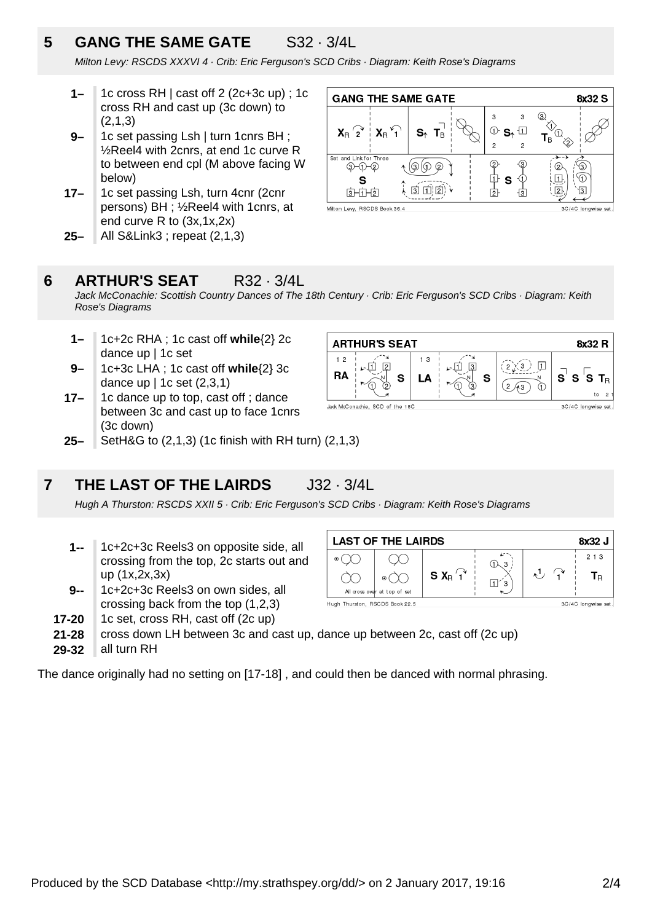## 5 GANG THE SAME GATE S32 · 3/4L

*Milton Levy: RSCDS XXXVI 4 · Crib: Eric Ferguson's SCD Cribs · Diagram: Keith Rose's Diagrams*

- **1–** 1c cross RH | cast off 2 (2c+3c up) ; 1c cross RH and cast up (3c down) to (2,1,3)
- **9–** 1c set passing Lsh | turn 1cnrs BH ; ½Reel4 with 2cnrs, at end 1c curve R to between end cpl (M above facing W below)
- **17–** 1c set passing Lsh, turn 4cnr (2cnr persons) BH ; ½Reel4 with 1cnrs, at end curve R to (3x,1x,2x)
- **25–** All S&Link3 ; repeat (2,1,3)

## 6 ARTHUR'S SEAT R32 · 3/4L

*Jack McConachie: Scottish Country Dances of The 18th Century · Crib: Eric Ferguson's SCD Cribs · Diagram: Keith Rose's Diagrams*

- **1–** 1c+2c RHA ; 1c cast off **while**{2} 2c dance up | 1c set
- **9–** 1c+3c LHA ; 1c cast off **while**{2} 3c dance up | 1c set (2,3,1)
- **17–** 1c dance up to top, cast off ; dance between 3c and cast up to face 1cnrs (3c down)
- **25–** SetH&G to (2,1,3) (1c finish with RH turn) (2,1,3)

## 7 THE LAST OF THE LAIRDS J32 · 3/4L

*Hugh A Thurston: RSCDS XXII 5 · Crib: Eric Ferguson's SCD Cribs · Diagram: Keith Rose's Diagrams*

- **1--** 1c+2c+3c Reels3 on opposite side, all crossing from the top, 2c starts out and up (1x,2x,3x)
- **9--** 1c+2c+3c Reels3 on own sides, all crossing back from the top (1,2,3)
- **17-20** 1c set, cross RH, cast off (2c up)
- **21-28** cross down LH between 3c and cast up, dance up between 2c, cast off (2c up)
- **29-32** all turn RH

The dance originally had no setting on [17-18] , and could then be danced with normal phrasing.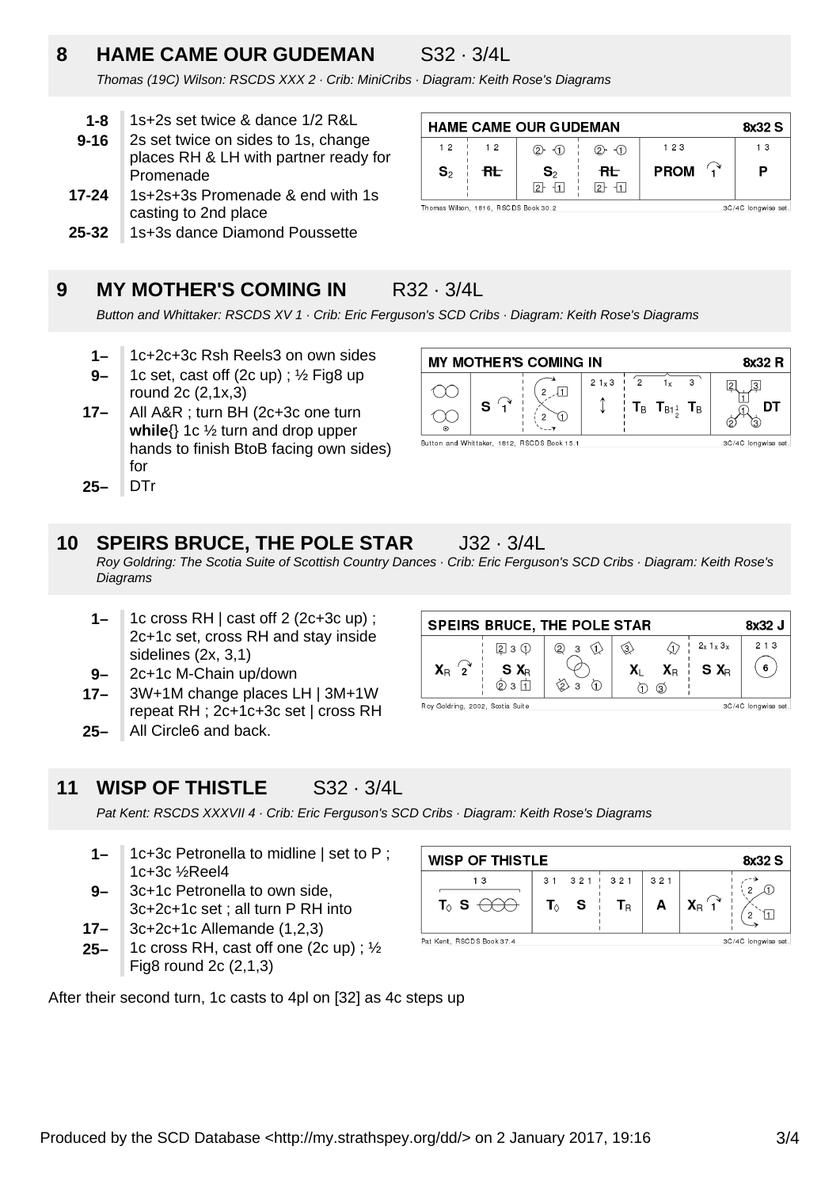## 8 HAME CAME OUR GUDEMAN S32 · 3/4L

*Thomas (19C) Wilson: RSCDS XXX 2 · Crib: MiniCribs · Diagram: Keith Rose's Diagrams*

- **1-8** 1s+2s set twice & dance 1/2 R&L
- **9-16** 2s set twice on sides to 1s, change places RH & LH with partner ready for Promenade
- **17-24** 1s+2s+3s Promenade & end with 1s casting to 2nd place
- **25-32** 1s+3s dance Diamond Poussette

## 9 MY MOTHER'S COMING IN R32 · 3/4L

*Button and Whittaker: RSCDS XV 1 · Crib: Eric Ferguson's SCD Cribs · Diagram: Keith Rose's Diagrams*

- **1–** 1c+2c+3c Rsh Reels3 on own sides
- **9–** 1c set, cast off (2c up) ; ½ Fig8 up round 2c (2,1x,3)
- **17–** All A&R ; turn BH (2c+3c one turn **while**{} 1c ½ turn and drop upper hands to finish BtoB facing own sides) for
- **25–** DTr

## 10 SPEIRS BRUCE, THE POLE STAR J32 · 3/4L

*Roy Goldring: The Scotia Suite of Scottish Country Dances · Crib: Eric Ferguson's SCD Cribs · Diagram: Keith Rose's Diagrams*

- **1–** 1c cross RH | cast off 2 (2c+3c up) ; 2c+1c set, cross RH and stay inside sidelines (2x, 3,1)
- **9–** 2c+1c M-Chain up/down
- **17–** 3W+1M change places LH | 3M+1W repeat RH ; 2c+1c+3c set | cross RH
- **25–** All Circle6 and back.

## 11 WISP OF THISTLE S32 · 3/4L

*Pat Kent: RSCDS XXXVII 4 · Crib: Eric Ferguson's SCD Cribs · Diagram: Keith Rose's Diagrams*

- **1–** 1c+3c Petronella to midline | set to P ; 1c+3c ½Reel4
- **9–** 3c+1c Petronella to own side, 3c+2c+1c set ; all turn P RH into
- **17–** 3c+2c+1c Allemande (1,2,3)
- **25–** 1c cross RH, cast off one (2c up) ; ½ Fig8 round 2c (2,1,3)

After their second turn, 1c casts to 4pl on [32] as 4c steps up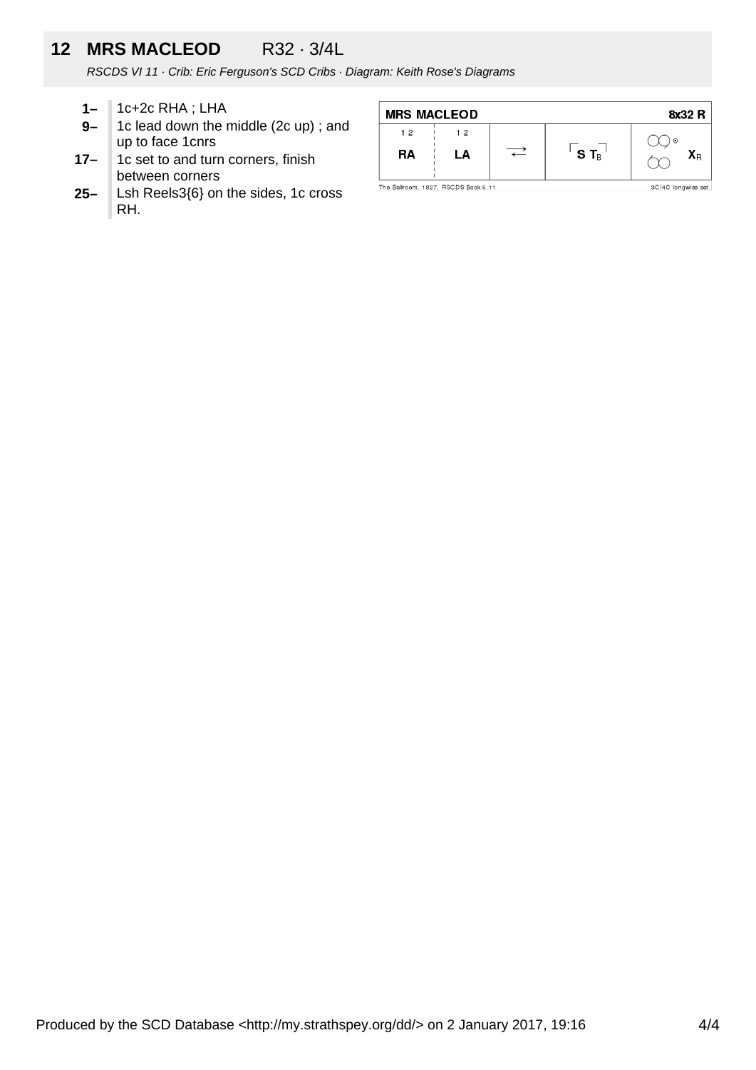## 12 MRS MACLEOD R32 · 3/4L

*RSCDS VI 11 · Crib: Eric Ferguson's SCD Cribs · Diagram: Keith Rose's Diagrams*

- **1–** 1c+2c RHA ; LHA
- **9–** 1c lead down the middle (2c up) ; and up to face 1cnrs
- **17–** 1c set to and turn corners, finish between corners
- **25–** Lsh Reels3{6} on the sides, 1c cross RH.

MRS MACLEOD 8x32 R

| 1 2 | 1 2 | | | |
|---|---|---|---|---|
| RA | LA | ⇄ | S $T_B$ | $X_R$ |

The Ballroom, 1827, RSCDS Book 6.11

3C/4C longwise set.